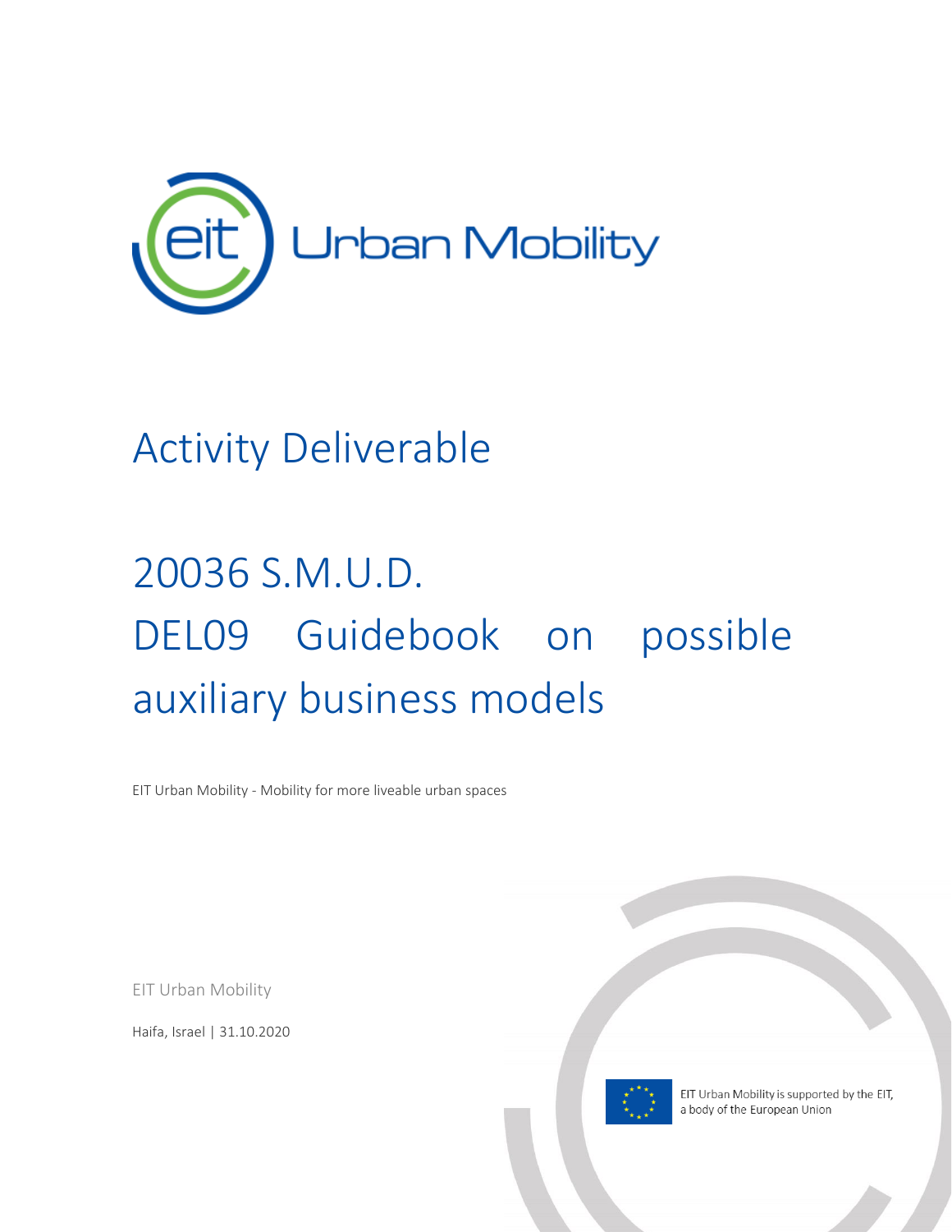eit Urban Mobility

# Activity Deliverable

# 20036 S.M.U.D.
# DEL09 Guidebook on possible auxiliary business models

EIT Urban Mobility - Mobility for more liveable urban spaces

EIT Urban Mobility

Haifa, Israel | 31.10.2020

EIT Urban Mobility is supported by the EIT, a body of the European Union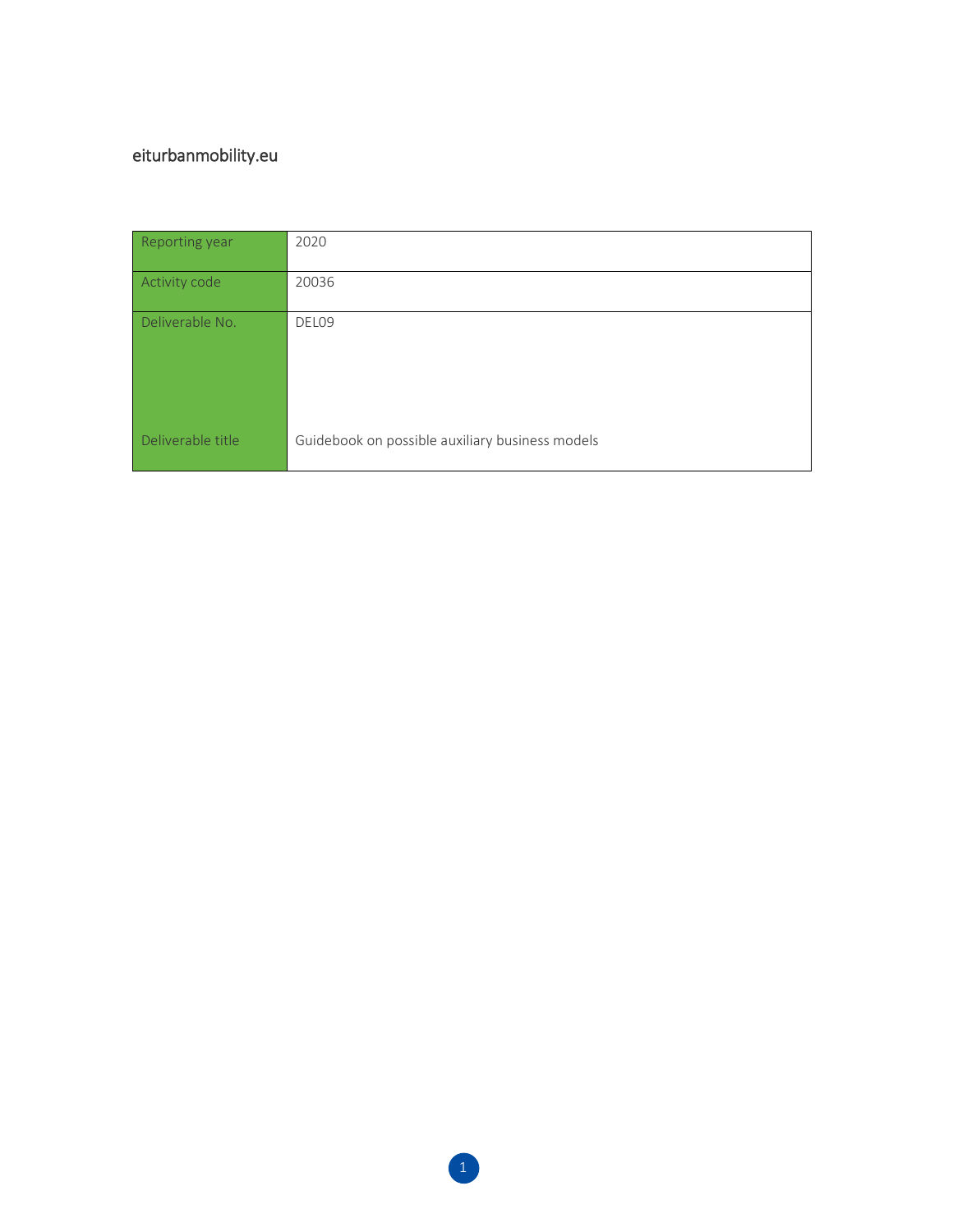eiturbanmobility.eu

| Reporting year | 2020 |
|---|---|
| Activity code | 20036 |
| Deliverable No. | DEL09 |
| Deliverable title | Guidebook on possible auxiliary business models |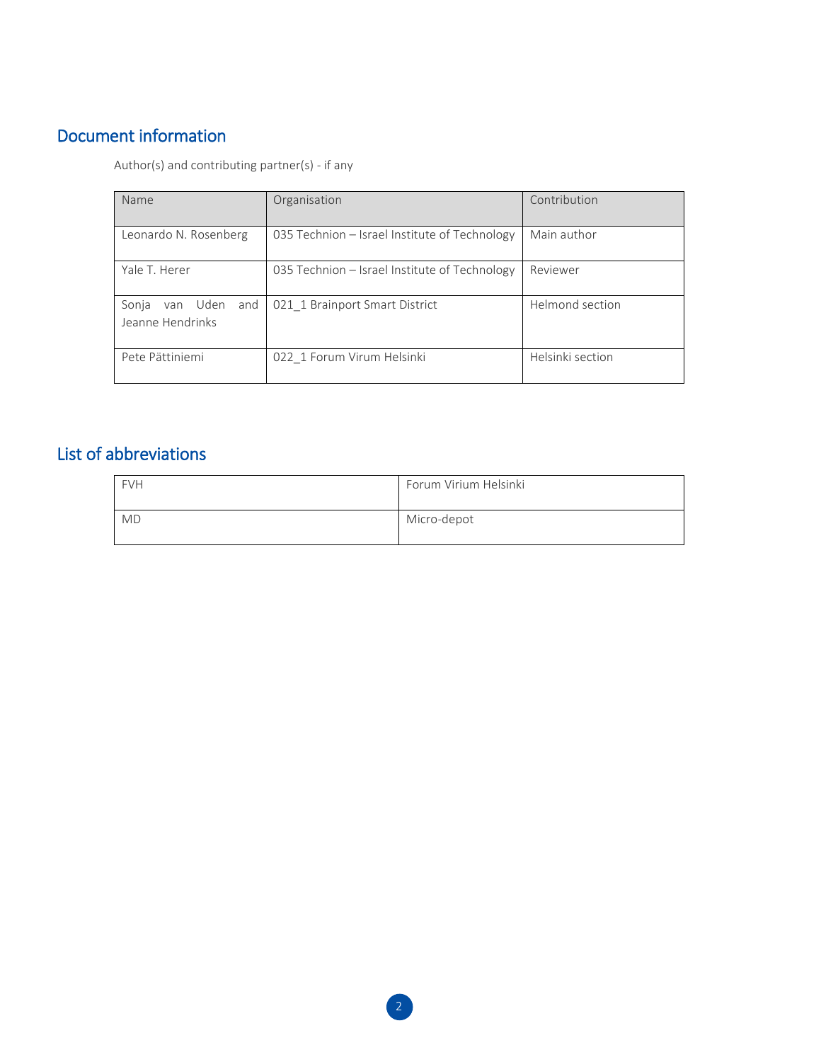## Document information

Author(s) and contributing partner(s) - if any

| Name | Organisation | Contribution |
| --- | --- | --- |
| Leonardo N. Rosenberg | 035 Technion – Israel Institute of Technology | Main author |
| Yale T. Herer | 035 Technion – Israel Institute of Technology | Reviewer |
| Sonja van Uden and Jeanne Hendrinks | 021_1 Brainport Smart District | Helmond section |
| Pete Pättiniemi | 022_1 Forum Virum Helsinki | Helsinki section |

## List of abbreviations

| | |
| --- | --- |
| FVH | Forum Virium Helsinki |
| MD | Micro-depot |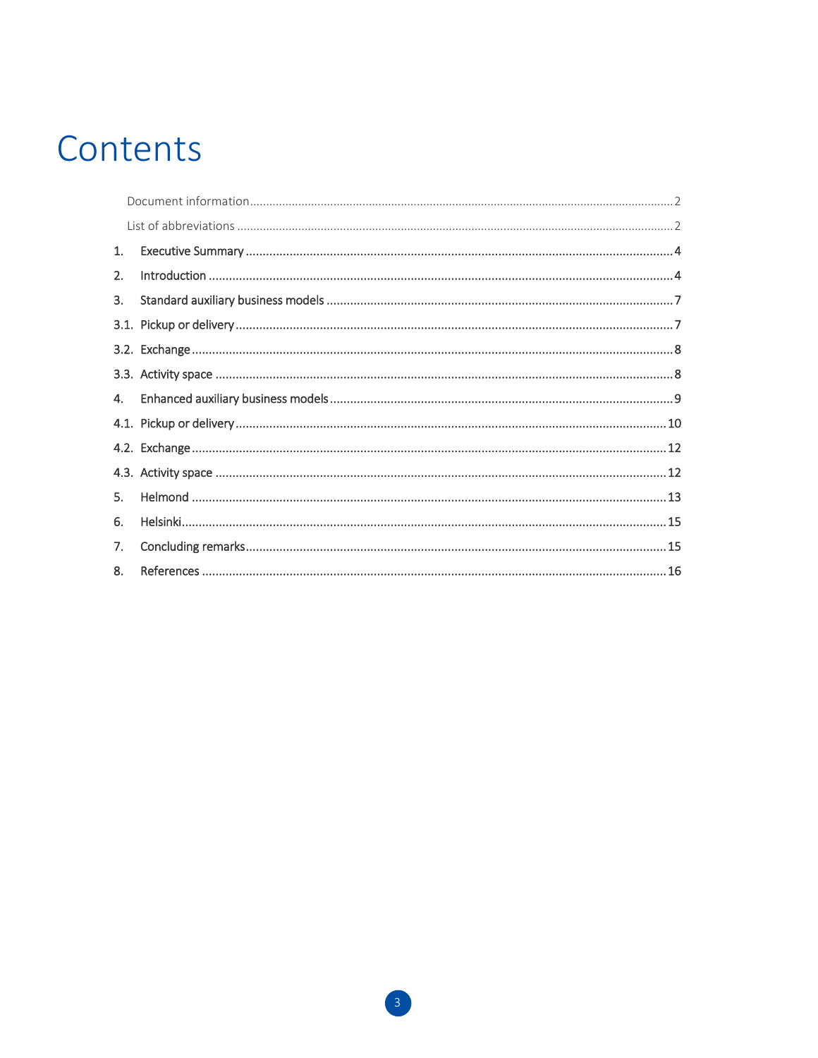# Contents

Document information ........................................ 2

List of abbreviations ........................................ 2

1. Executive Summary ........................................ 4
2. Introduction ........................................ 4
3. Standard auxiliary business models ........................................ 7

3.1. Pickup or delivery ........................................ 7

3.2. Exchange ........................................ 8

3.3. Activity space ........................................ 8

4. Enhanced auxiliary business models ........................................ 9

4.1. Pickup or delivery ........................................ 10

4.2. Exchange ........................................ 12

4.3. Activity space ........................................ 12

5. Helmond ........................................ 13
6. Helsinki ........................................ 15
7. Concluding remarks ........................................ 15
8. References ........................................ 16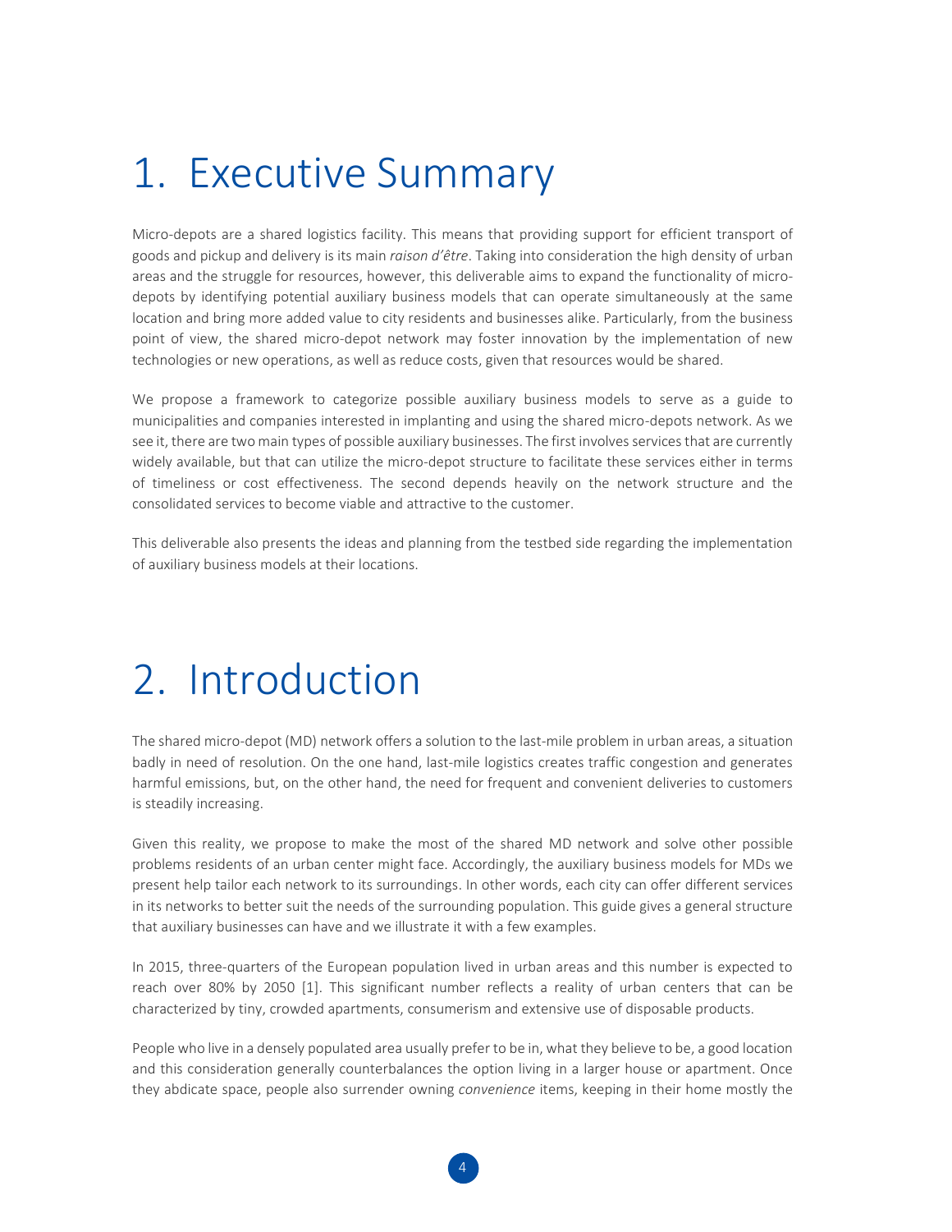# 1. Executive Summary

Micro-depots are a shared logistics facility. This means that providing support for efficient transport of goods and pickup and delivery is its main *raison d'être*. Taking into consideration the high density of urban areas and the struggle for resources, however, this deliverable aims to expand the functionality of micro-depots by identifying potential auxiliary business models that can operate simultaneously at the same location and bring more added value to city residents and businesses alike. Particularly, from the business point of view, the shared micro-depot network may foster innovation by the implementation of new technologies or new operations, as well as reduce costs, given that resources would be shared.

We propose a framework to categorize possible auxiliary business models to serve as a guide to municipalities and companies interested in implanting and using the shared micro-depots network. As we see it, there are two main types of possible auxiliary businesses. The first involves services that are currently widely available, but that can utilize the micro-depot structure to facilitate these services either in terms of timeliness or cost effectiveness. The second depends heavily on the network structure and the consolidated services to become viable and attractive to the customer.

This deliverable also presents the ideas and planning from the testbed side regarding the implementation of auxiliary business models at their locations.

# 2. Introduction

The shared micro-depot (MD) network offers a solution to the last-mile problem in urban areas, a situation badly in need of resolution. On the one hand, last-mile logistics creates traffic congestion and generates harmful emissions, but, on the other hand, the need for frequent and convenient deliveries to customers is steadily increasing.

Given this reality, we propose to make the most of the shared MD network and solve other possible problems residents of an urban center might face. Accordingly, the auxiliary business models for MDs we present help tailor each network to its surroundings. In other words, each city can offer different services in its networks to better suit the needs of the surrounding population. This guide gives a general structure that auxiliary businesses can have and we illustrate it with a few examples.

In 2015, three-quarters of the European population lived in urban areas and this number is expected to reach over 80% by 2050 [1]. This significant number reflects a reality of urban centers that can be characterized by tiny, crowded apartments, consumerism and extensive use of disposable products.

People who live in a densely populated area usually prefer to be in, what they believe to be, a good location and this consideration generally counterbalances the option living in a larger house or apartment. Once they abdicate space, people also surrender owning *convenience* items, keeping in their home mostly the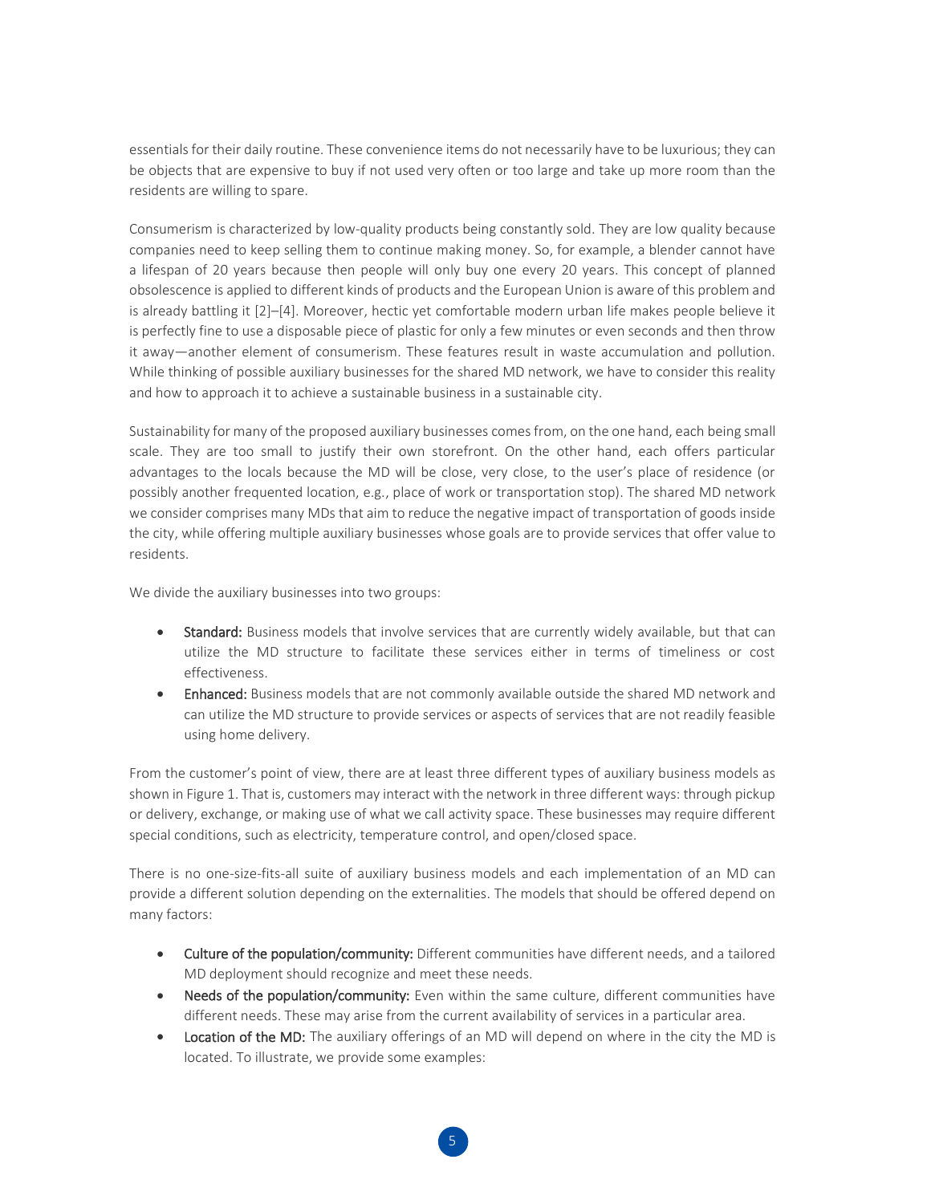essentials for their daily routine. These convenience items do not necessarily have to be luxurious; they can be objects that are expensive to buy if not used very often or too large and take up more room than the residents are willing to spare.

Consumerism is characterized by low-quality products being constantly sold. They are low quality because companies need to keep selling them to continue making money. So, for example, a blender cannot have a lifespan of 20 years because then people will only buy one every 20 years. This concept of planned obsolescence is applied to different kinds of products and the European Union is aware of this problem and is already battling it [2]–[4]. Moreover, hectic yet comfortable modern urban life makes people believe it is perfectly fine to use a disposable piece of plastic for only a few minutes or even seconds and then throw it away—another element of consumerism. These features result in waste accumulation and pollution. While thinking of possible auxiliary businesses for the shared MD network, we have to consider this reality and how to approach it to achieve a sustainable business in a sustainable city.

Sustainability for many of the proposed auxiliary businesses comes from, on the one hand, each being small scale. They are too small to justify their own storefront. On the other hand, each offers particular advantages to the locals because the MD will be close, very close, to the user's place of residence (or possibly another frequented location, e.g., place of work or transportation stop). The shared MD network we consider comprises many MDs that aim to reduce the negative impact of transportation of goods inside the city, while offering multiple auxiliary businesses whose goals are to provide services that offer value to residents.

We divide the auxiliary businesses into two groups:

- **Standard:** Business models that involve services that are currently widely available, but that can utilize the MD structure to facilitate these services either in terms of timeliness or cost effectiveness.
- **Enhanced:** Business models that are not commonly available outside the shared MD network and can utilize the MD structure to provide services or aspects of services that are not readily feasible using home delivery.

From the customer's point of view, there are at least three different types of auxiliary business models as shown in Figure 1. That is, customers may interact with the network in three different ways: through pickup or delivery, exchange, or making use of what we call activity space. These businesses may require different special conditions, such as electricity, temperature control, and open/closed space.

There is no one-size-fits-all suite of auxiliary business models and each implementation of an MD can provide a different solution depending on the externalities. The models that should be offered depend on many factors:

- **Culture of the population/community:** Different communities have different needs, and a tailored MD deployment should recognize and meet these needs.
- **Needs of the population/community:** Even within the same culture, different communities have different needs. These may arise from the current availability of services in a particular area.
- **Location of the MD:** The auxiliary offerings of an MD will depend on where in the city the MD is located. To illustrate, we provide some examples: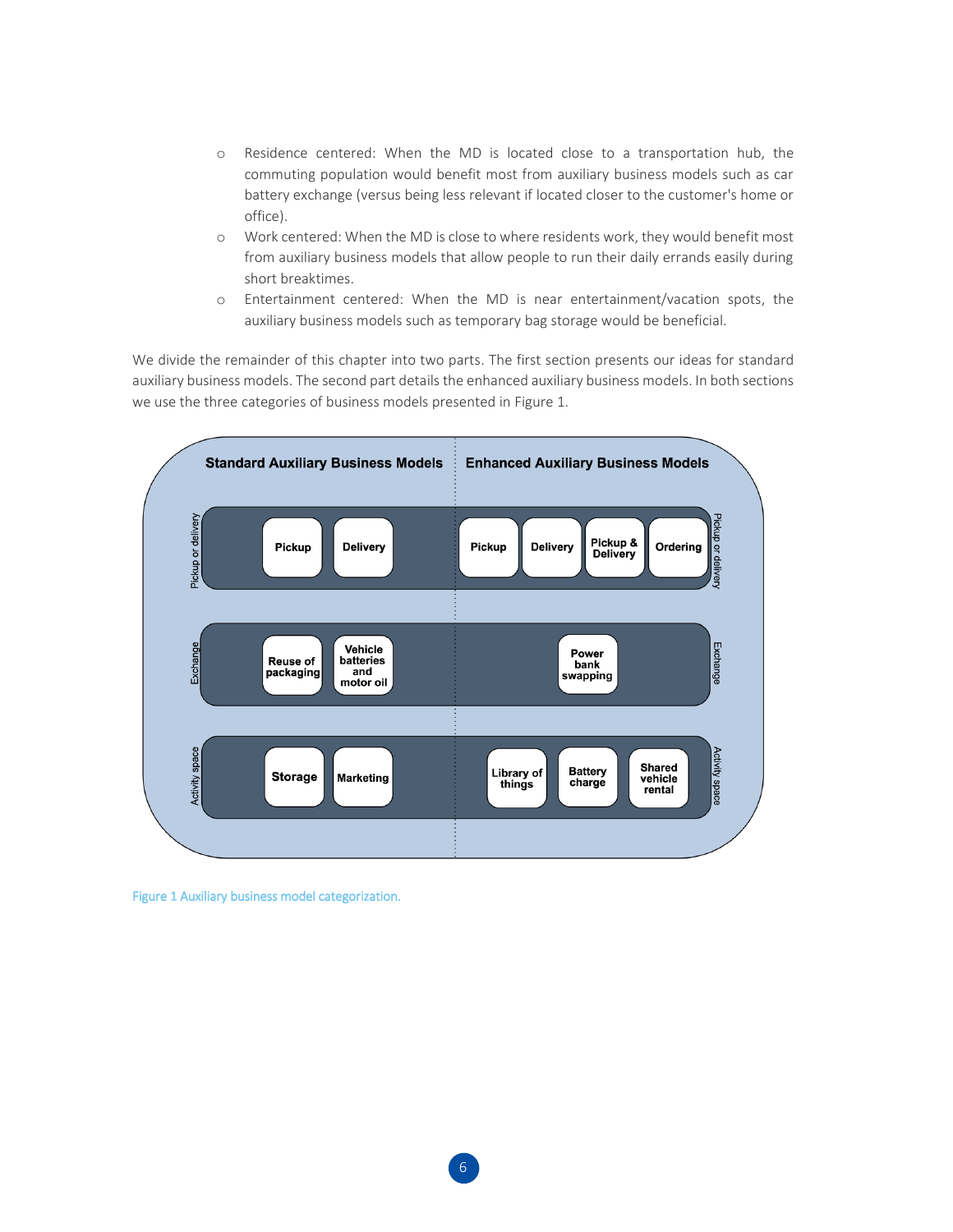- Residence centered: When the MD is located close to a transportation hub, the commuting population would benefit most from auxiliary business models such as car battery exchange (versus being less relevant if located closer to the customer's home or office).
- Work centered: When the MD is close to where residents work, they would benefit most from auxiliary business models that allow people to run their daily errands easily during short breaktimes.
- Entertainment centered: When the MD is near entertainment/vacation spots, the auxiliary business models such as temporary bag storage would be beneficial.

We divide the remainder of this chapter into two parts. The first section presents our ideas for standard auxiliary business models. The second part details the enhanced auxiliary business models. In both sections we use the three categories of business models presented in Figure 1.

| Category | Standard Auxiliary Business Models | Enhanced Auxiliary Business Models |
| --- | --- | --- |
| Pickup or delivery | Pickup; Delivery | Pickup; Delivery; Pickup & Delivery; Ordering |
| Exchange | Reuse of packaging; Vehicle batteries and motor oil | Power bank swapping |
| Activity space | Storage; Marketing | Library of things; Battery charge; Shared vehicle rental |

Figure 1 Auxiliary business model categorization.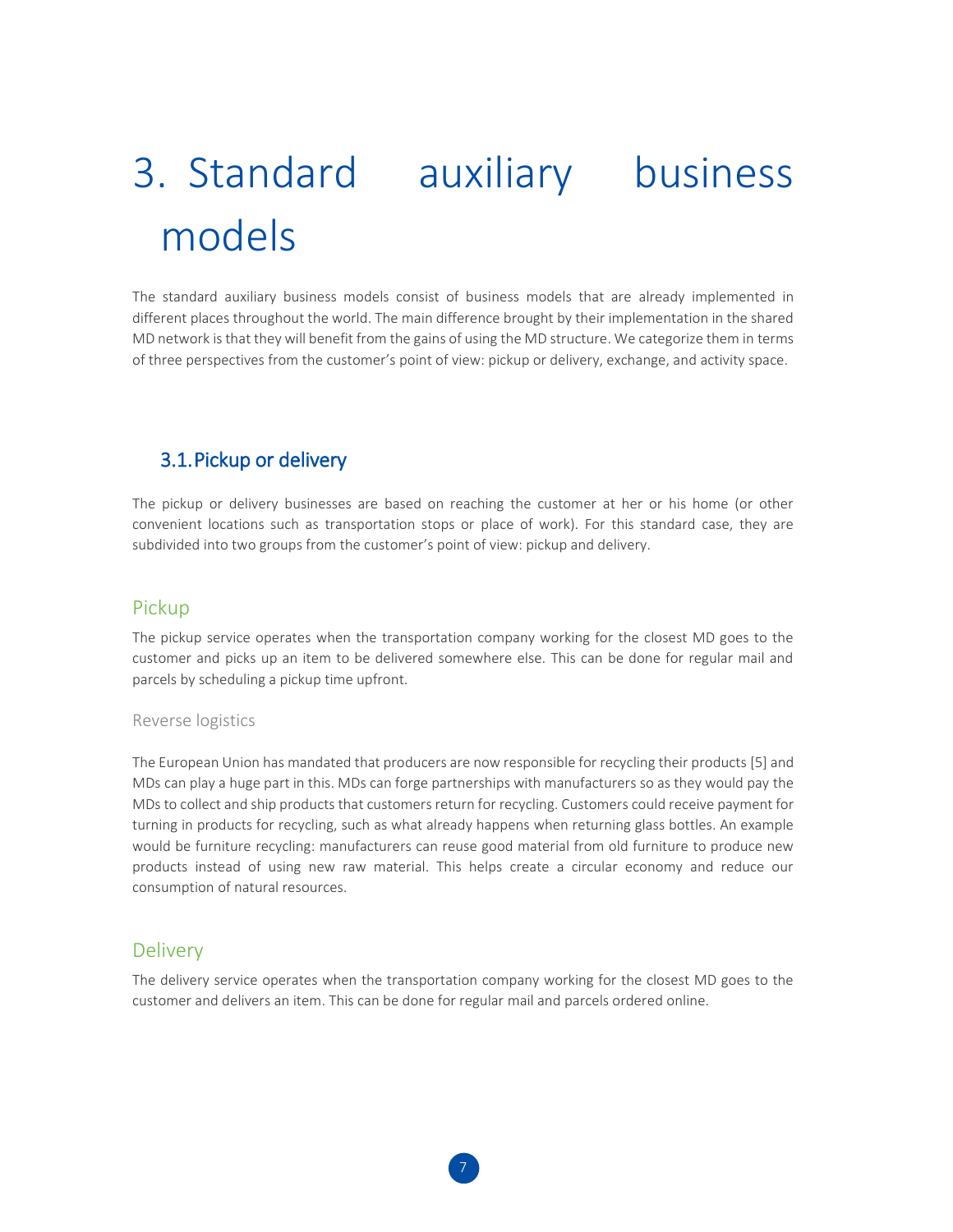# 3. Standard auxiliary business models

The standard auxiliary business models consist of business models that are already implemented in different places throughout the world. The main difference brought by their implementation in the shared MD network is that they will benefit from the gains of using the MD structure. We categorize them in terms of three perspectives from the customer's point of view: pickup or delivery, exchange, and activity space.

## 3.1. Pickup or delivery

The pickup or delivery businesses are based on reaching the customer at her or his home (or other convenient locations such as transportation stops or place of work). For this standard case, they are subdivided into two groups from the customer's point of view: pickup and delivery.

### Pickup

The pickup service operates when the transportation company working for the closest MD goes to the customer and picks up an item to be delivered somewhere else. This can be done for regular mail and parcels by scheduling a pickup time upfront.

#### Reverse logistics

The European Union has mandated that producers are now responsible for recycling their products [5] and MDs can play a huge part in this. MDs can forge partnerships with manufacturers so as they would pay the MDs to collect and ship products that customers return for recycling. Customers could receive payment for turning in products for recycling, such as what already happens when returning glass bottles. An example would be furniture recycling: manufacturers can reuse good material from old furniture to produce new products instead of using new raw material. This helps create a circular economy and reduce our consumption of natural resources.

### Delivery

The delivery service operates when the transportation company working for the closest MD goes to the customer and delivers an item. This can be done for regular mail and parcels ordered online.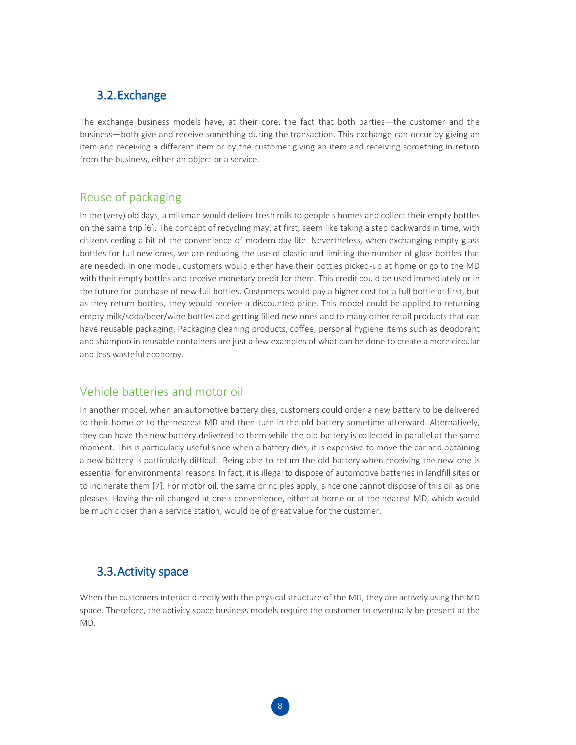## 3.2. Exchange

The exchange business models have, at their core, the fact that both parties—the customer and the business—both give and receive something during the transaction. This exchange can occur by giving an item and receiving a different item or by the customer giving an item and receiving something in return from the business, either an object or a service.

### Reuse of packaging

In the (very) old days, a milkman would deliver fresh milk to people's homes and collect their empty bottles on the same trip [6]. The concept of recycling may, at first, seem like taking a step backwards in time, with citizens ceding a bit of the convenience of modern day life. Nevertheless, when exchanging empty glass bottles for full new ones, we are reducing the use of plastic and limiting the number of glass bottles that are needed. In one model, customers would either have their bottles picked-up at home or go to the MD with their empty bottles and receive monetary credit for them. This credit could be used immediately or in the future for purchase of new full bottles. Customers would pay a higher cost for a full bottle at first, but as they return bottles, they would receive a discounted price. This model could be applied to returning empty milk/soda/beer/wine bottles and getting filled new ones and to many other retail products that can have reusable packaging. Packaging cleaning products, coffee, personal hygiene items such as deodorant and shampoo in reusable containers are just a few examples of what can be done to create a more circular and less wasteful economy.

### Vehicle batteries and motor oil

In another model, when an automotive battery dies, customers could order a new battery to be delivered to their home or to the nearest MD and then turn in the old battery sometime afterward. Alternatively, they can have the new battery delivered to them while the old battery is collected in parallel at the same moment. This is particularly useful since when a battery dies, it is expensive to move the car and obtaining a new battery is particularly difficult. Being able to return the old battery when receiving the new one is essential for environmental reasons. In fact, it is illegal to dispose of automotive batteries in landfill sites or to incinerate them [7]. For motor oil, the same principles apply, since one cannot dispose of this oil as one pleases. Having the oil changed at one's convenience, either at home or at the nearest MD, which would be much closer than a service station, would be of great value for the customer.

## 3.3. Activity space

When the customers interact directly with the physical structure of the MD, they are actively using the MD space. Therefore, the activity space business models require the customer to eventually be present at the MD.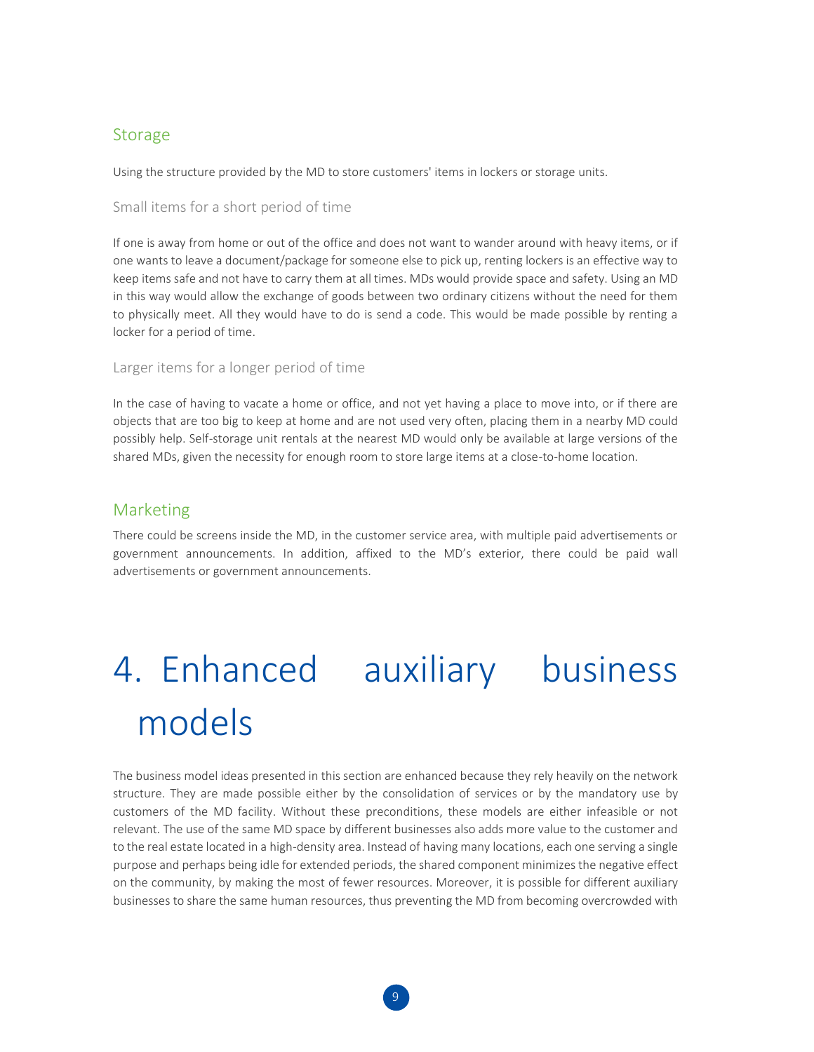## Storage

Using the structure provided by the MD to store customers' items in lockers or storage units.

### Small items for a short period of time

If one is away from home or out of the office and does not want to wander around with heavy items, or if one wants to leave a document/package for someone else to pick up, renting lockers is an effective way to keep items safe and not have to carry them at all times. MDs would provide space and safety. Using an MD in this way would allow the exchange of goods between two ordinary citizens without the need for them to physically meet. All they would have to do is send a code. This would be made possible by renting a locker for a period of time.

### Larger items for a longer period of time

In the case of having to vacate a home or office, and not yet having a place to move into, or if there are objects that are too big to keep at home and are not used very often, placing them in a nearby MD could possibly help. Self-storage unit rentals at the nearest MD would only be available at large versions of the shared MDs, given the necessity for enough room to store large items at a close-to-home location.

## Marketing

There could be screens inside the MD, in the customer service area, with multiple paid advertisements or government announcements. In addition, affixed to the MD's exterior, there could be paid wall advertisements or government announcements.

# 4. Enhanced auxiliary business models

The business model ideas presented in this section are enhanced because they rely heavily on the network structure. They are made possible either by the consolidation of services or by the mandatory use by customers of the MD facility. Without these preconditions, these models are either infeasible or not relevant. The use of the same MD space by different businesses also adds more value to the customer and to the real estate located in a high-density area. Instead of having many locations, each one serving a single purpose and perhaps being idle for extended periods, the shared component minimizes the negative effect on the community, by making the most of fewer resources. Moreover, it is possible for different auxiliary businesses to share the same human resources, thus preventing the MD from becoming overcrowded with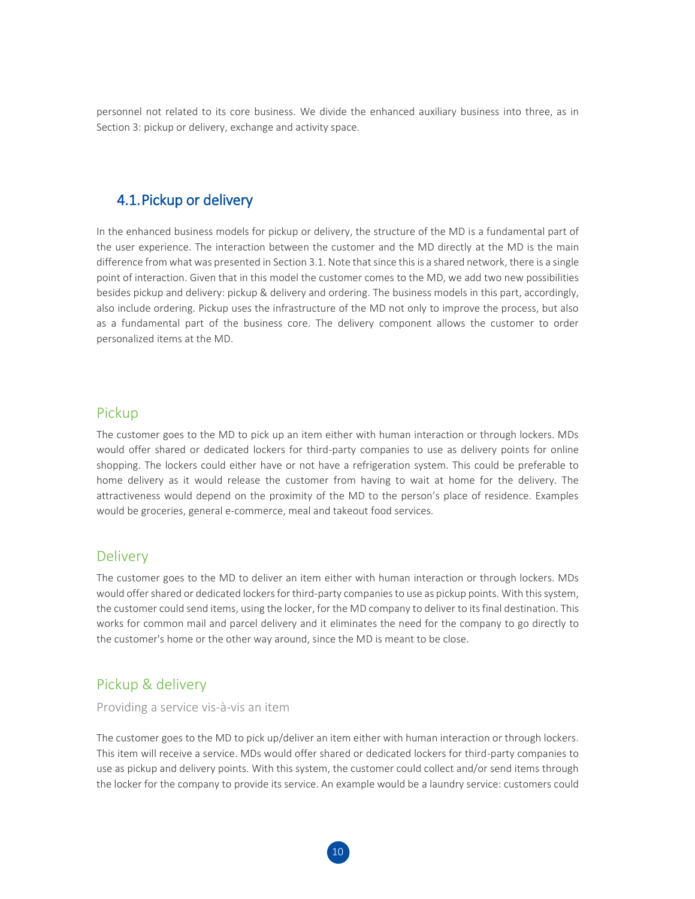personnel not related to its core business. We divide the enhanced auxiliary business into three, as in Section 3: pickup or delivery, exchange and activity space.

## 4.1. Pickup or delivery

In the enhanced business models for pickup or delivery, the structure of the MD is a fundamental part of the user experience. The interaction between the customer and the MD directly at the MD is the main difference from what was presented in Section 3.1. Note that since this is a shared network, there is a single point of interaction. Given that in this model the customer comes to the MD, we add two new possibilities besides pickup and delivery: pickup & delivery and ordering. The business models in this part, accordingly, also include ordering. Pickup uses the infrastructure of the MD not only to improve the process, but also as a fundamental part of the business core. The delivery component allows the customer to order personalized items at the MD.

### Pickup

The customer goes to the MD to pick up an item either with human interaction or through lockers. MDs would offer shared or dedicated lockers for third-party companies to use as delivery points for online shopping. The lockers could either have or not have a refrigeration system. This could be preferable to home delivery as it would release the customer from having to wait at home for the delivery. The attractiveness would depend on the proximity of the MD to the person's place of residence. Examples would be groceries, general e-commerce, meal and takeout food services.

### Delivery

The customer goes to the MD to deliver an item either with human interaction or through lockers. MDs would offer shared or dedicated lockers for third-party companies to use as pickup points. With this system, the customer could send items, using the locker, for the MD company to deliver to its final destination. This works for common mail and parcel delivery and it eliminates the need for the company to go directly to the customer's home or the other way around, since the MD is meant to be close.

### Pickup & delivery

#### Providing a service vis-à-vis an item

The customer goes to the MD to pick up/deliver an item either with human interaction or through lockers. This item will receive a service. MDs would offer shared or dedicated lockers for third-party companies to use as pickup and delivery points. With this system, the customer could collect and/or send items through the locker for the company to provide its service. An example would be a laundry service: customers could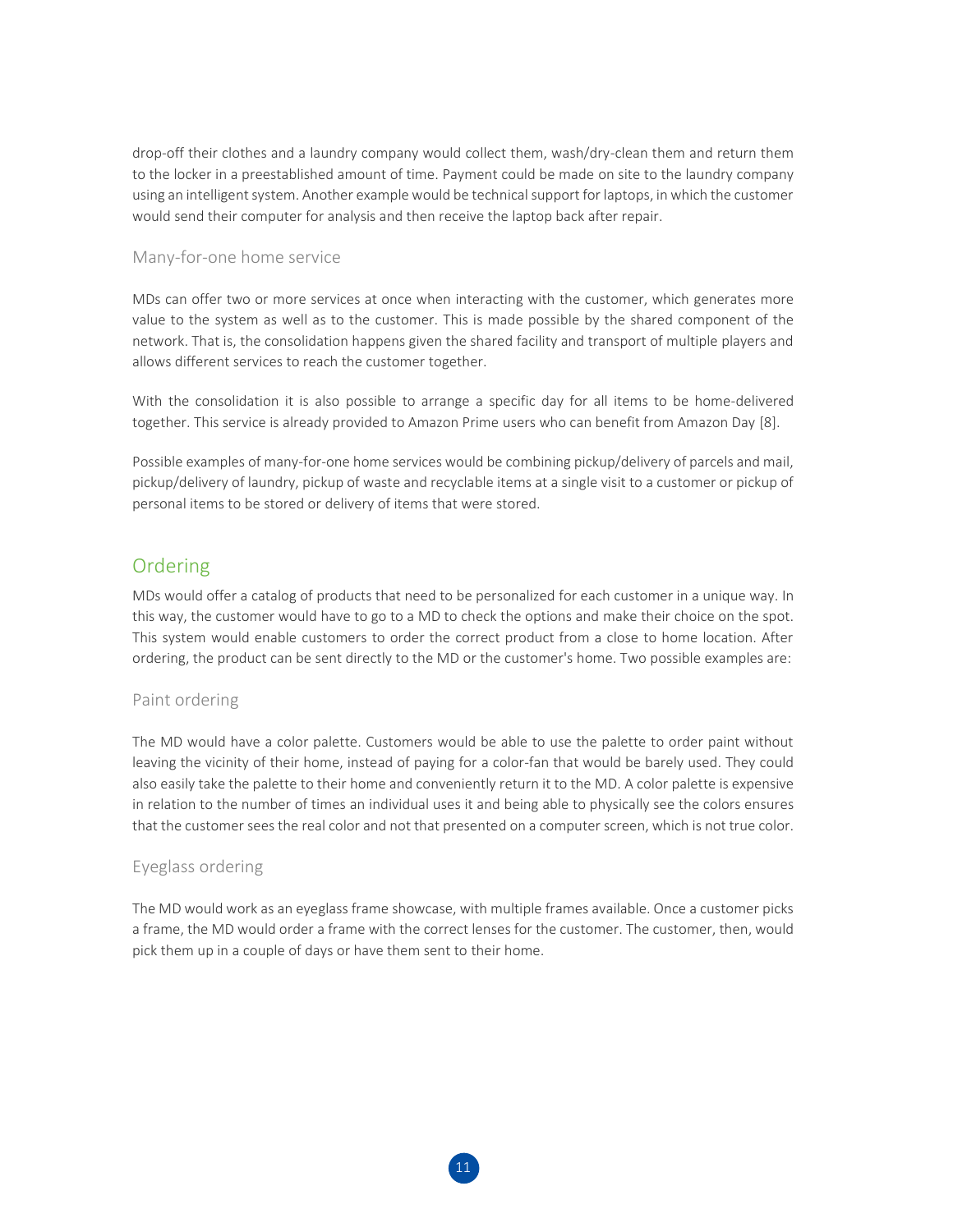drop-off their clothes and a laundry company would collect them, wash/dry-clean them and return them to the locker in a preestablished amount of time. Payment could be made on site to the laundry company using an intelligent system. Another example would be technical support for laptops, in which the customer would send their computer for analysis and then receive the laptop back after repair.

### Many-for-one home service

MDs can offer two or more services at once when interacting with the customer, which generates more value to the system as well as to the customer. This is made possible by the shared component of the network. That is, the consolidation happens given the shared facility and transport of multiple players and allows different services to reach the customer together.

With the consolidation it is also possible to arrange a specific day for all items to be home-delivered together. This service is already provided to Amazon Prime users who can benefit from Amazon Day [8].

Possible examples of many-for-one home services would be combining pickup/delivery of parcels and mail, pickup/delivery of laundry, pickup of waste and recyclable items at a single visit to a customer or pickup of personal items to be stored or delivery of items that were stored.

## Ordering

MDs would offer a catalog of products that need to be personalized for each customer in a unique way. In this way, the customer would have to go to a MD to check the options and make their choice on the spot. This system would enable customers to order the correct product from a close to home location. After ordering, the product can be sent directly to the MD or the customer's home. Two possible examples are:

### Paint ordering

The MD would have a color palette. Customers would be able to use the palette to order paint without leaving the vicinity of their home, instead of paying for a color-fan that would be barely used. They could also easily take the palette to their home and conveniently return it to the MD. A color palette is expensive in relation to the number of times an individual uses it and being able to physically see the colors ensures that the customer sees the real color and not that presented on a computer screen, which is not true color.

### Eyeglass ordering

The MD would work as an eyeglass frame showcase, with multiple frames available. Once a customer picks a frame, the MD would order a frame with the correct lenses for the customer. The customer, then, would pick them up in a couple of days or have them sent to their home.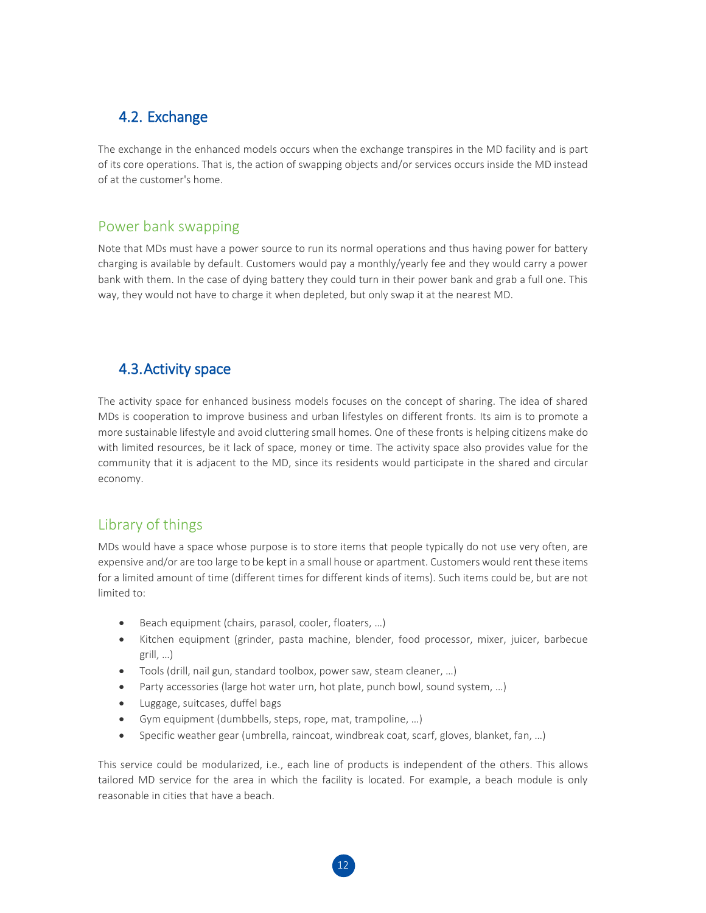## 4.2. Exchange

The exchange in the enhanced models occurs when the exchange transpires in the MD facility and is part of its core operations. That is, the action of swapping objects and/or services occurs inside the MD instead of at the customer's home.

### Power bank swapping

Note that MDs must have a power source to run its normal operations and thus having power for battery charging is available by default. Customers would pay a monthly/yearly fee and they would carry a power bank with them. In the case of dying battery they could turn in their power bank and grab a full one. This way, they would not have to charge it when depleted, but only swap it at the nearest MD.

## 4.3. Activity space

The activity space for enhanced business models focuses on the concept of sharing. The idea of shared MDs is cooperation to improve business and urban lifestyles on different fronts. Its aim is to promote a more sustainable lifestyle and avoid cluttering small homes. One of these fronts is helping citizens make do with limited resources, be it lack of space, money or time. The activity space also provides value for the community that it is adjacent to the MD, since its residents would participate in the shared and circular economy.

### Library of things

MDs would have a space whose purpose is to store items that people typically do not use very often, are expensive and/or are too large to be kept in a small house or apartment. Customers would rent these items for a limited amount of time (different times for different kinds of items). Such items could be, but are not limited to:

- Beach equipment (chairs, parasol, cooler, floaters, …)
- Kitchen equipment (grinder, pasta machine, blender, food processor, mixer, juicer, barbecue grill, …)
- Tools (drill, nail gun, standard toolbox, power saw, steam cleaner, …)
- Party accessories (large hot water urn, hot plate, punch bowl, sound system, …)
- Luggage, suitcases, duffel bags
- Gym equipment (dumbbells, steps, rope, mat, trampoline, …)
- Specific weather gear (umbrella, raincoat, windbreak coat, scarf, gloves, blanket, fan, …)

This service could be modularized, i.e., each line of products is independent of the others. This allows tailored MD service for the area in which the facility is located. For example, a beach module is only reasonable in cities that have a beach.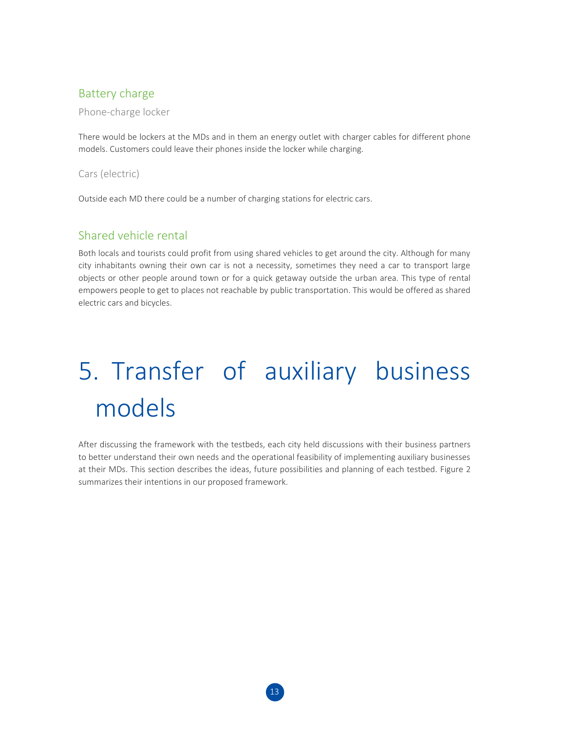### Battery charge

#### Phone-charge locker

There would be lockers at the MDs and in them an energy outlet with charger cables for different phone models. Customers could leave their phones inside the locker while charging.

#### Cars (electric)

Outside each MD there could be a number of charging stations for electric cars.

### Shared vehicle rental

Both locals and tourists could profit from using shared vehicles to get around the city. Although for many city inhabitants owning their own car is not a necessity, sometimes they need a car to transport large objects or other people around town or for a quick getaway outside the urban area. This type of rental empowers people to get to places not reachable by public transportation. This would be offered as shared electric cars and bicycles.

# 5. Transfer of auxiliary business models

After discussing the framework with the testbeds, each city held discussions with their business partners to better understand their own needs and the operational feasibility of implementing auxiliary businesses at their MDs. This section describes the ideas, future possibilities and planning of each testbed. Figure 2 summarizes their intentions in our proposed framework.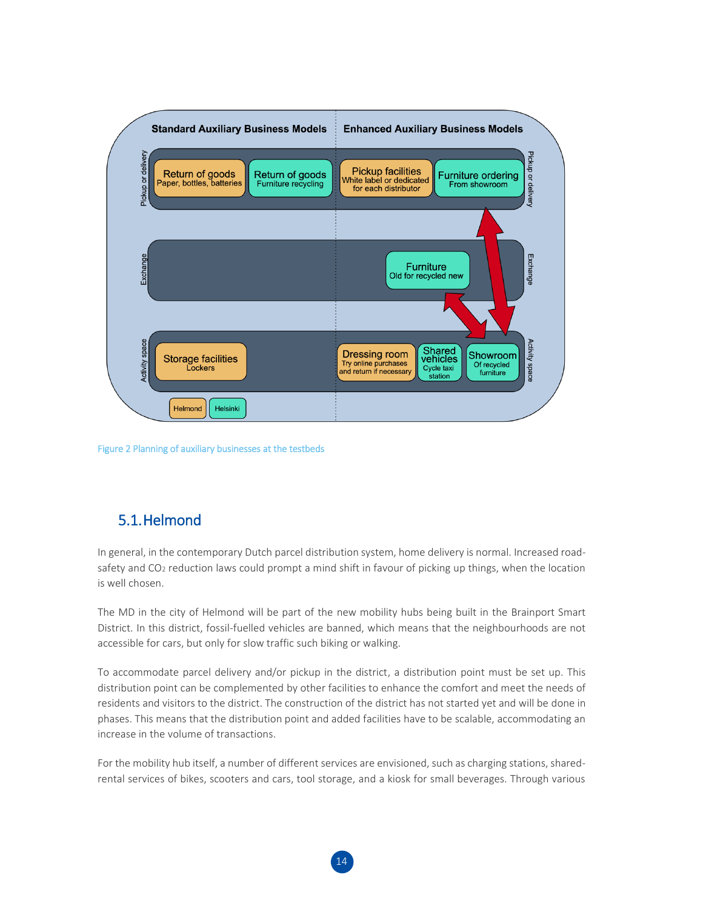Figure 2 Planning of auxiliary businesses at the testbeds

## 5.1. Helmond

In general, in the contemporary Dutch parcel distribution system, home delivery is normal. Increased road-safety and $CO_2$ reduction laws could prompt a mind shift in favour of picking up things, when the location is well chosen.

The MD in the city of Helmond will be part of the new mobility hubs being built in the Brainport Smart District. In this district, fossil-fuelled vehicles are banned, which means that the neighbourhoods are not accessible for cars, but only for slow traffic such biking or walking.

To accommodate parcel delivery and/or pickup in the district, a distribution point must be set up. This distribution point can be complemented by other facilities to enhance the comfort and meet the needs of residents and visitors to the district. The construction of the district has not started yet and will be done in phases. This means that the distribution point and added facilities have to be scalable, accommodating an increase in the volume of transactions.

For the mobility hub itself, a number of different services are envisioned, such as charging stations, shared-rental services of bikes, scooters and cars, tool storage, and a kiosk for small beverages. Through various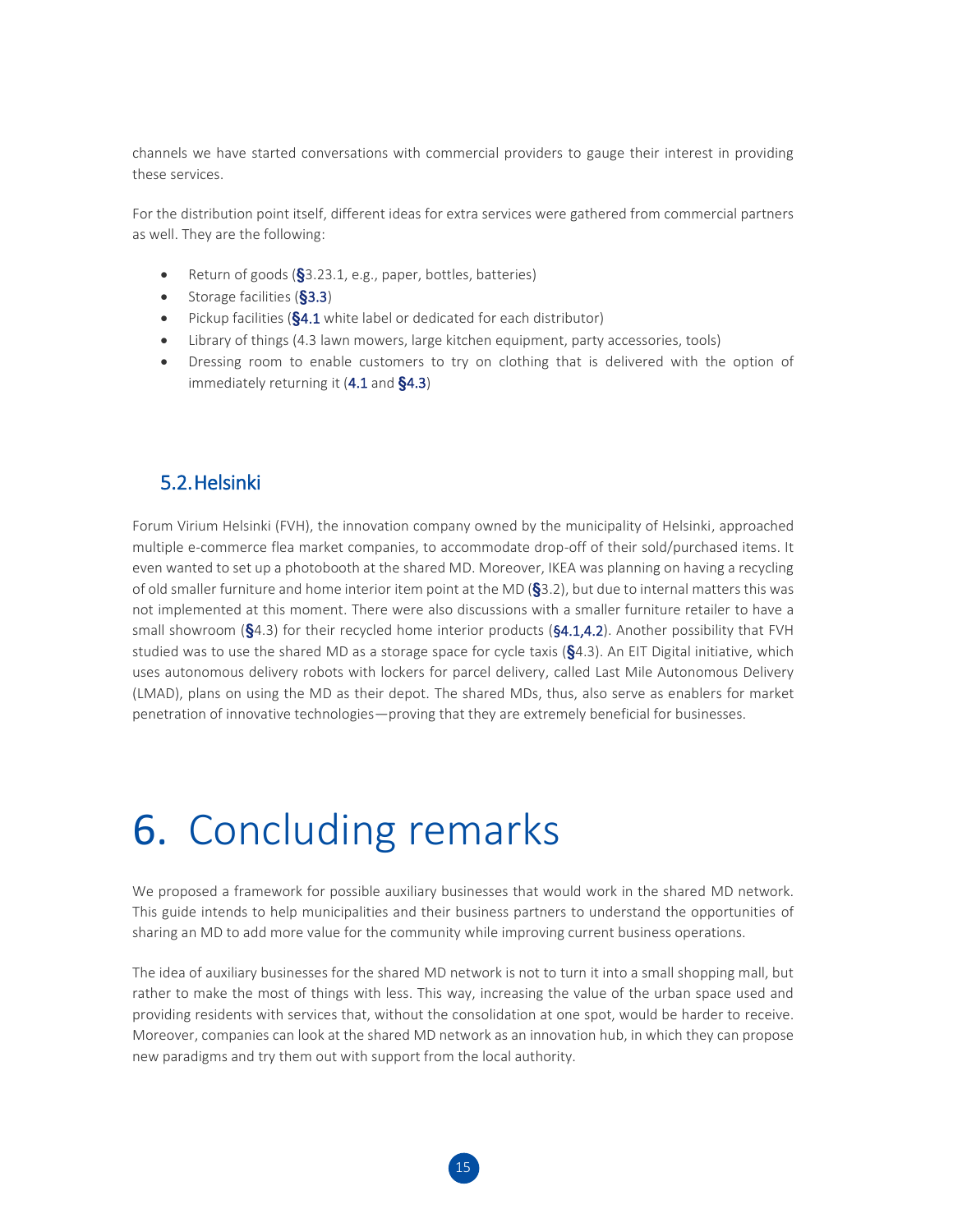channels we have started conversations with commercial providers to gauge their interest in providing these services.

For the distribution point itself, different ideas for extra services were gathered from commercial partners as well. They are the following:

- Return of goods (§3.23.1, e.g., paper, bottles, batteries)
- Storage facilities (§3.3)
- Pickup facilities (§4.1 white label or dedicated for each distributor)
- Library of things (4.3 lawn mowers, large kitchen equipment, party accessories, tools)
- Dressing room to enable customers to try on clothing that is delivered with the option of immediately returning it (4.1 and §4.3)

## 5.2. Helsinki

Forum Virium Helsinki (FVH), the innovation company owned by the municipality of Helsinki, approached multiple e-commerce flea market companies, to accommodate drop-off of their sold/purchased items. It even wanted to set up a photobooth at the shared MD. Moreover, IKEA was planning on having a recycling of old smaller furniture and home interior item point at the MD (§3.2), but due to internal matters this was not implemented at this moment. There were also discussions with a smaller furniture retailer to have a small showroom (§4.3) for their recycled home interior products (§4.1,4.2). Another possibility that FVH studied was to use the shared MD as a storage space for cycle taxis (§4.3). An EIT Digital initiative, which uses autonomous delivery robots with lockers for parcel delivery, called Last Mile Autonomous Delivery (LMAD), plans on using the MD as their depot. The shared MDs, thus, also serve as enablers for market penetration of innovative technologies—proving that they are extremely beneficial for businesses.

# 6. Concluding remarks

We proposed a framework for possible auxiliary businesses that would work in the shared MD network. This guide intends to help municipalities and their business partners to understand the opportunities of sharing an MD to add more value for the community while improving current business operations.

The idea of auxiliary businesses for the shared MD network is not to turn it into a small shopping mall, but rather to make the most of things with less. This way, increasing the value of the urban space used and providing residents with services that, without the consolidation at one spot, would be harder to receive. Moreover, companies can look at the shared MD network as an innovation hub, in which they can propose new paradigms and try them out with support from the local authority.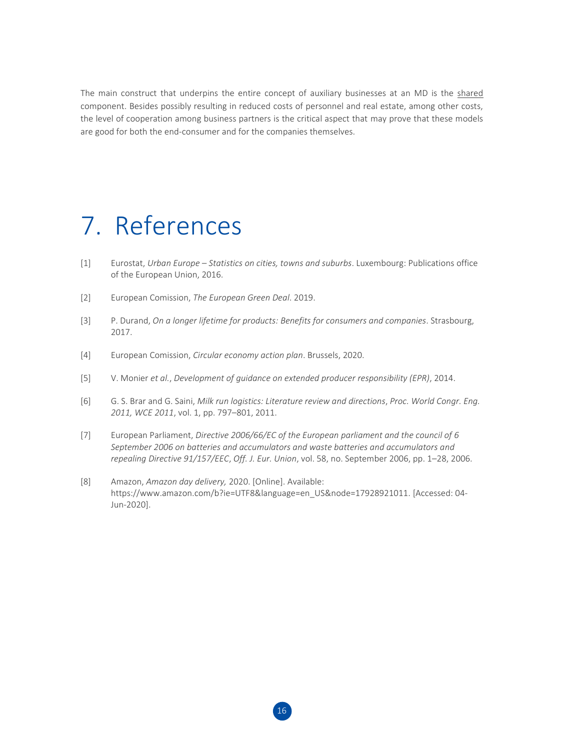The main construct that underpins the entire concept of auxiliary businesses at an MD is the shared component. Besides possibly resulting in reduced costs of personnel and real estate, among other costs, the level of cooperation among business partners is the critical aspect that may prove that these models are good for both the end-consumer and for the companies themselves.

# 7. References

[1] Eurostat, *Urban Europe – Statistics on cities, towns and suburbs*. Luxembourg: Publications office of the European Union, 2016.

[2] European Comission, *The European Green Deal*. 2019.

[3] P. Durand, *On a longer lifetime for products: Benefits for consumers and companies*. Strasbourg, 2017.

[4] European Comission, *Circular economy action plan*. Brussels, 2020.

[5] V. Monier *et al.*, *Development of guidance on extended producer responsibility (EPR)*, 2014.

[6] G. S. Brar and G. Saini, *Milk run logistics: Literature review and directions*, *Proc. World Congr. Eng. 2011, WCE 2011*, vol. 1, pp. 797–801, 2011.

[7] European Parliament, *Directive 2006/66/EC of the European parliament and the council of 6 September 2006 on batteries and accumulators and waste batteries and accumulators and repealing Directive 91/157/EEC*, *Off. J. Eur. Union*, vol. 58, no. September 2006, pp. 1–28, 2006.

[8] Amazon, *Amazon day delivery,* 2020. [Online]. Available: https://www.amazon.com/b?ie=UTF8&language=en_US&node=17928921011. [Accessed: 04-Jun-2020].